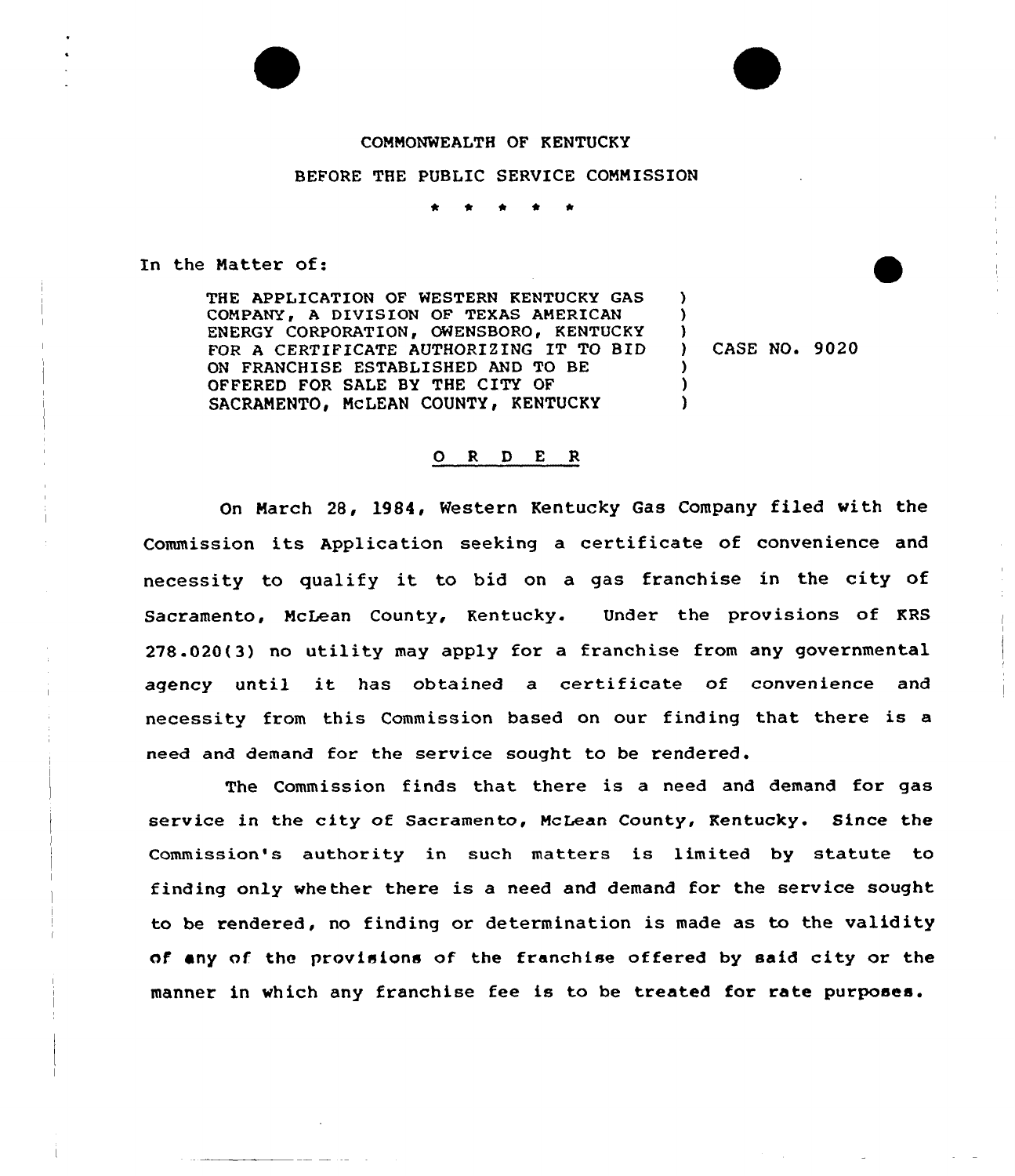COMMONWEALTH OF KENTUCKY

BEFORE THE PUBLIC SERVICE COMMISSION

\* \* \* \* \*

In the Matter of:

THE APPLICATION OF WESTERN KENTUCKY GAS COMPANY, A DIVISION OF TEXAS AMERICAN ENERGY CORPORATION, OWENSBORO, KENTUCKY FOR A CERTIFICATE AUTHORIZING IT TO BID ON FRANCHISE ESTABLISHED AND TO BE OFFERED FOR SALE BY THE CITY OF SACRAMENTO, McLEAN COUNTY, KENTUCKY ) CASE NO. 9020

## O R D E R

On March 28, 1984, Western Kentucky Gas Company filed with the Commission its Application seeking a certificate of convenience and necessity to qualify it to bid on a gas franchise in the city of Sacramento, McLean County, Kentucky. Under the provisions of KRS 278.020(3) no utility may apply for a franchise from any governmental agency until it has obtained a certificate of convenience and necessity from this Commission based on our finding that there is a need and demand for the service sought to be rendered.

The Commission finds that there is a need and demand for gas service in the city of Sacramento, McLean County, Kentucky. Since the Commission's authority in such matters is limited by statute to finding only whether there is a need and demand for the service sought to be rendered, no finding or determination is made as to the validity of any of the provisions of the franchise offered by said city or the manner in which any franchise fee is to be treated for rate purposes.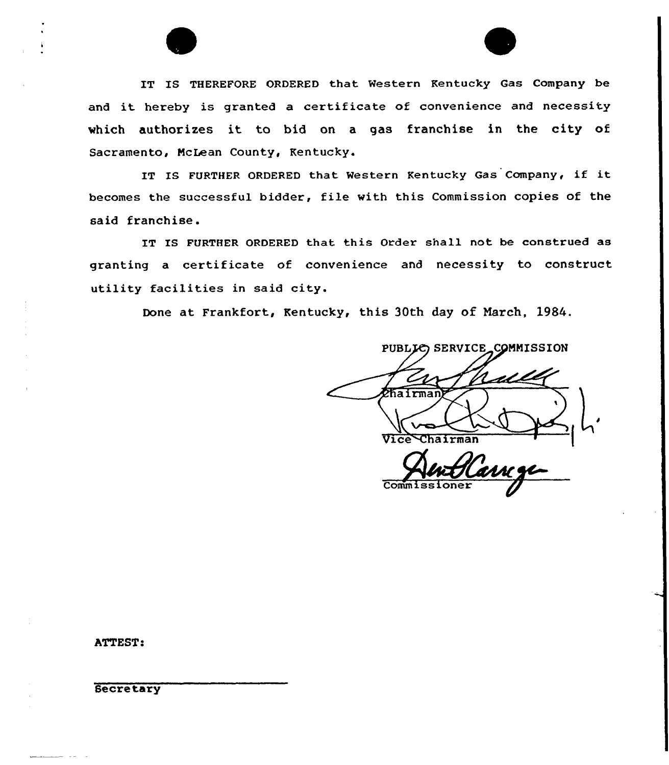IT IS THEREFORE ORDERED that Western Kentucky Gas Company be and it hereby is granted a certificate of convenience and necessity which authorizes it to bid on a gas franchise in the city of Sacramento, McLean County, Kentucky.

IT IS FURTHER ORDERED that Western Kentucky Gas Company, if it becomes the successful bidder, file with this Commission copies of the said franchise.

IT IS FURTHER ORDERED that this Order shall not be construed as granting a certificate of convenience and necessity to construct utility facilities in said city.

Done at Frankfort, Kentucky, this 30th day of March, 1984.

PUBLIC SERVICE COMMISSION

Chairman

Vice Chairman

Commissioner

ATTEST:

Secretary